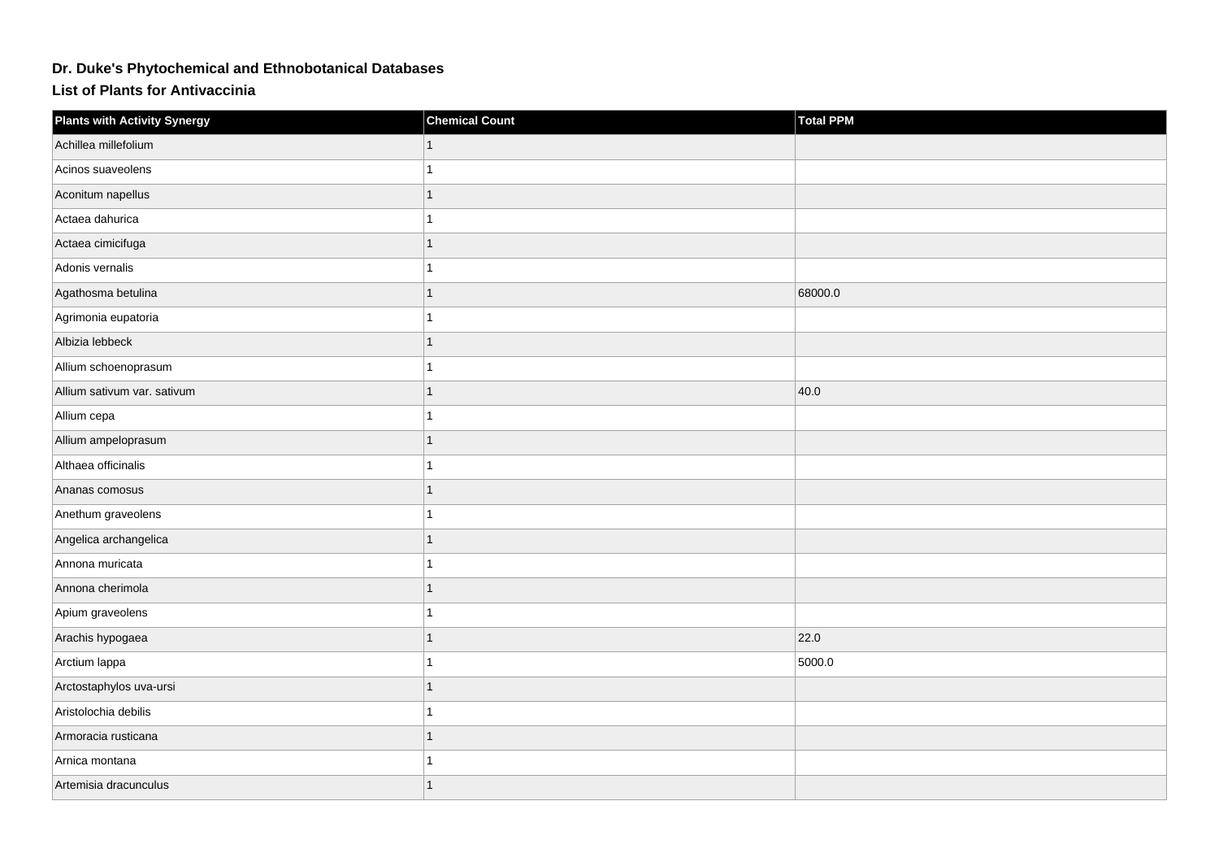# Dr. Duke's Phytochemical and Ethnobotanical Databases

## List of Plants for Antivaccinia

| Plants with Activity Synergy | Chemical Count | Total PPM |
|---|---|---|
| Achillea millefolium | 1 | |
| Acinos suaveolens | 1 | |
| Aconitum napellus | 1 | |
| Actaea dahurica | 1 | |
| Actaea cimicifuga | 1 | |
| Adonis vernalis | 1 | |
| Agathosma betulina | 1 | 68000.0 |
| Agrimonia eupatoria | 1 | |
| Albizia lebbeck | 1 | |
| Allium schoenoprasum | 1 | |
| Allium sativum var. sativum | 1 | 40.0 |
| Allium cepa | 1 | |
| Allium ampeloprasum | 1 | |
| Althaea officinalis | 1 | |
| Ananas comosus | 1 | |
| Anethum graveolens | 1 | |
| Angelica archangelica | 1 | |
| Annona muricata | 1 | |
| Annona cherimola | 1 | |
| Apium graveolens | 1 | |
| Arachis hypogaea | 1 | 22.0 |
| Arctium lappa | 1 | 5000.0 |
| Arctostaphylos uva-ursi | 1 | |
| Aristolochia debilis | 1 | |
| Armoracia rusticana | 1 | |
| Arnica montana | 1 | |
| Artemisia dracunculus | 1 | |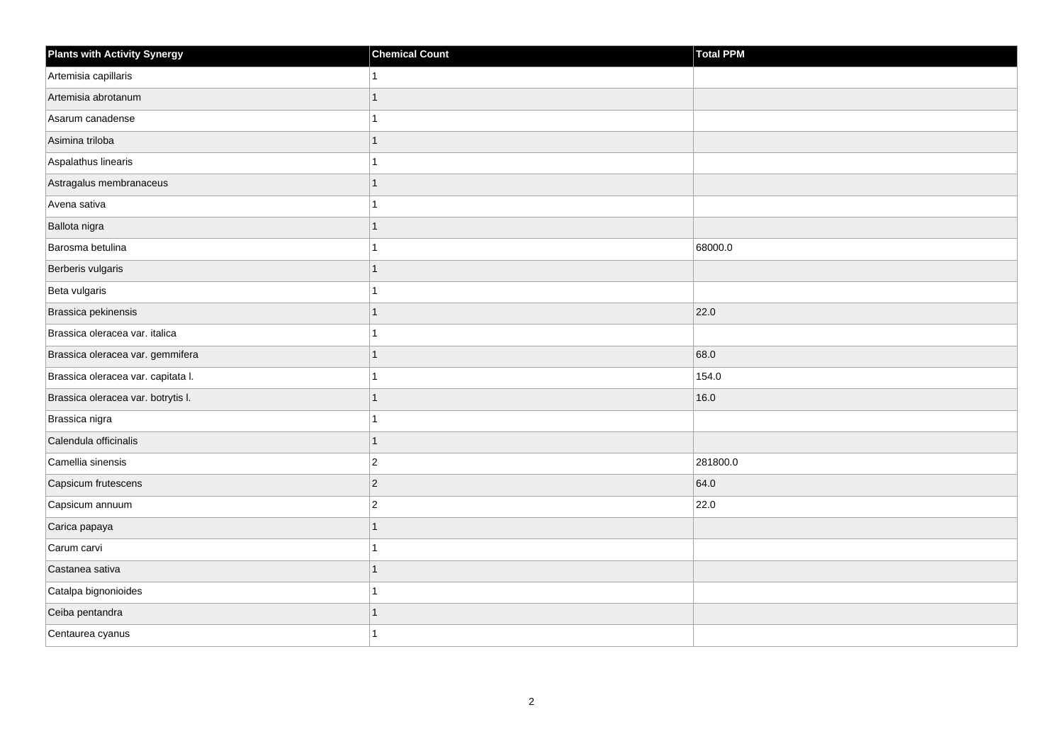| Plants with Activity Synergy | Chemical Count | Total PPM |
| --- | --- | --- |
| Artemisia capillaris | 1 | |
| Artemisia abrotanum | 1 | |
| Asarum canadense | 1 | |
| Asimina triloba | 1 | |
| Aspalathus linearis | 1 | |
| Astragalus membranaceus | 1 | |
| Avena sativa | 1 | |
| Ballota nigra | 1 | |
| Barosma betulina | 1 | 68000.0 |
| Berberis vulgaris | 1 | |
| Beta vulgaris | 1 | |
| Brassica pekinensis | 1 | 22.0 |
| Brassica oleracea var. italica | 1 | |
| Brassica oleracea var. gemmifera | 1 | 68.0 |
| Brassica oleracea var. capitata l. | 1 | 154.0 |
| Brassica oleracea var. botrytis l. | 1 | 16.0 |
| Brassica nigra | 1 | |
| Calendula officinalis | 1 | |
| Camellia sinensis | 2 | 281800.0 |
| Capsicum frutescens | 2 | 64.0 |
| Capsicum annuum | 2 | 22.0 |
| Carica papaya | 1 | |
| Carum carvi | 1 | |
| Castanea sativa | 1 | |
| Catalpa bignonioides | 1 | |
| Ceiba pentandra | 1 | |
| Centaurea cyanus | 1 | |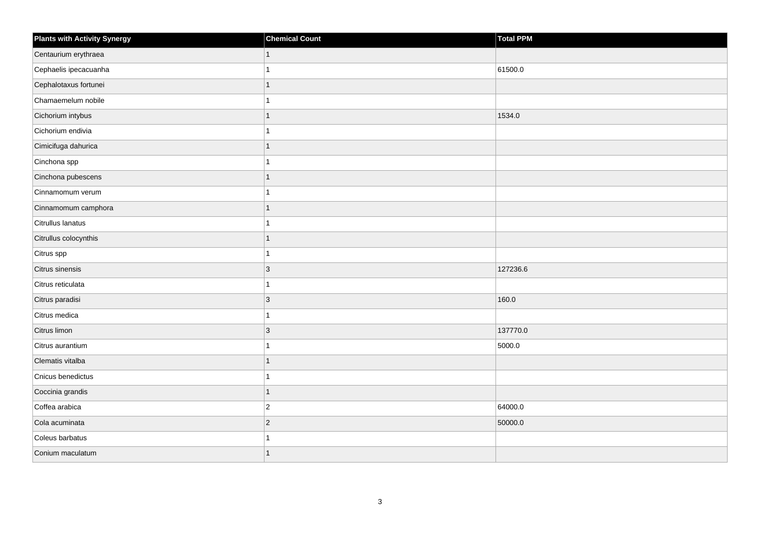| Plants with Activity Synergy | Chemical Count | Total PPM |
| --- | --- | --- |
| Centaurium erythraea | 1 | |
| Cephaelis ipecacuanha | 1 | 61500.0 |
| Cephalotaxus fortunei | 1 | |
| Chamaemelum nobile | 1 | |
| Cichorium intybus | 1 | 1534.0 |
| Cichorium endivia | 1 | |
| Cimicifuga dahurica | 1 | |
| Cinchona spp | 1 | |
| Cinchona pubescens | 1 | |
| Cinnamomum verum | 1 | |
| Cinnamomum camphora | 1 | |
| Citrullus lanatus | 1 | |
| Citrullus colocynthis | 1 | |
| Citrus spp | 1 | |
| Citrus sinensis | 3 | 127236.6 |
| Citrus reticulata | 1 | |
| Citrus paradisi | 3 | 160.0 |
| Citrus medica | 1 | |
| Citrus limon | 3 | 137770.0 |
| Citrus aurantium | 1 | 5000.0 |
| Clematis vitalba | 1 | |
| Cnicus benedictus | 1 | |
| Coccinia grandis | 1 | |
| Coffea arabica | 2 | 64000.0 |
| Cola acuminata | 2 | 50000.0 |
| Coleus barbatus | 1 | |
| Conium maculatum | 1 | |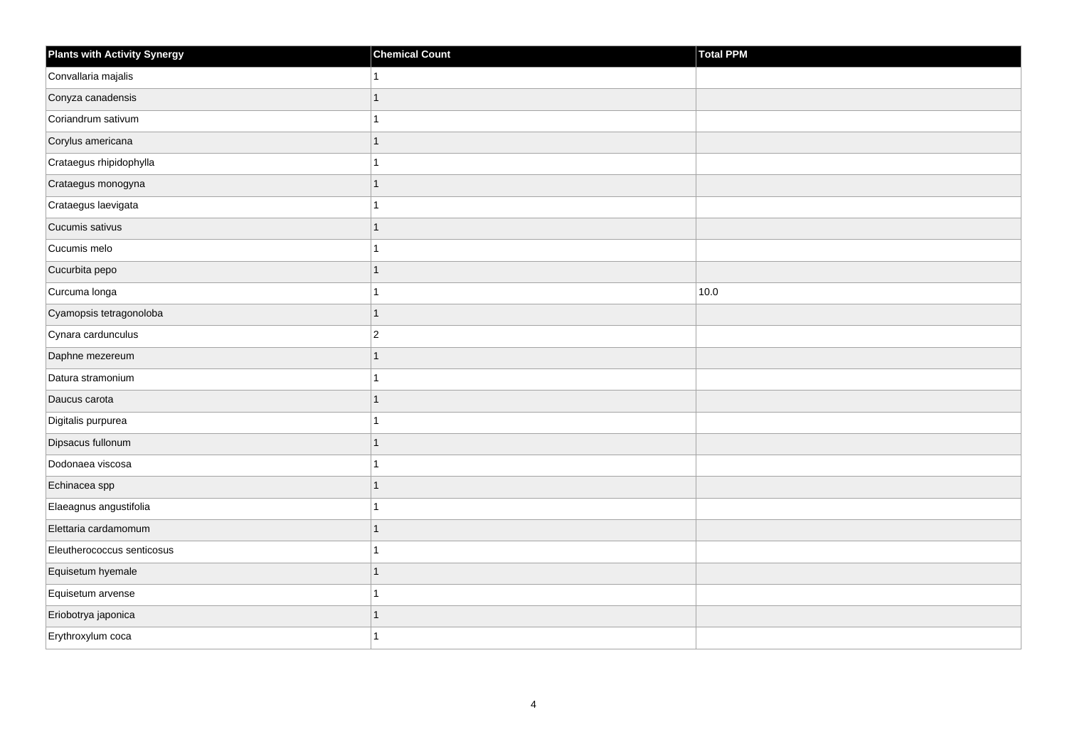| Plants with Activity Synergy | Chemical Count | Total PPM |
| --- | --- | --- |
| Convallaria majalis | 1 | |
| Conyza canadensis | 1 | |
| Coriandrum sativum | 1 | |
| Corylus americana | 1 | |
| Crataegus rhipidophylla | 1 | |
| Crataegus monogyna | 1 | |
| Crataegus laevigata | 1 | |
| Cucumis sativus | 1 | |
| Cucumis melo | 1 | |
| Cucurbita pepo | 1 | |
| Curcuma longa | 1 | 10.0 |
| Cyamopsis tetragonoloba | 1 | |
| Cynara cardunculus | 2 | |
| Daphne mezereum | 1 | |
| Datura stramonium | 1 | |
| Daucus carota | 1 | |
| Digitalis purpurea | 1 | |
| Dipsacus fullonum | 1 | |
| Dodonaea viscosa | 1 | |
| Echinacea spp | 1 | |
| Elaeagnus angustifolia | 1 | |
| Elettaria cardamomum | 1 | |
| Eleutherococcus senticosus | 1 | |
| Equisetum hyemale | 1 | |
| Equisetum arvense | 1 | |
| Eriobotrya japonica | 1 | |
| Erythroxylum coca | 1 | |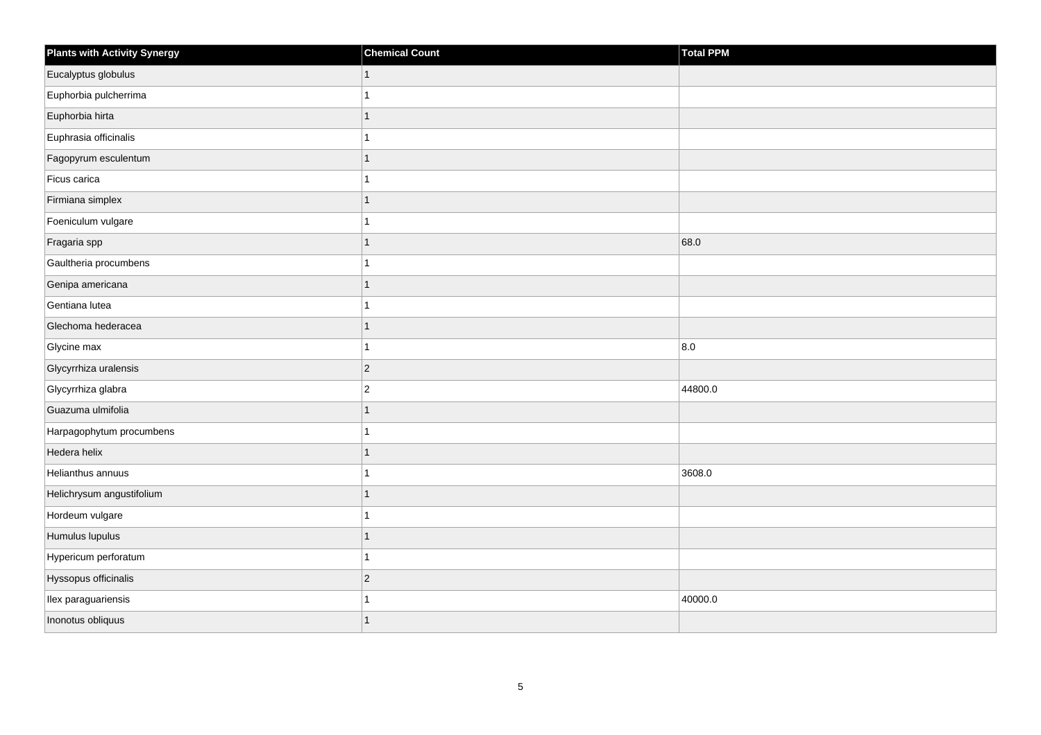| Plants with Activity Synergy | Chemical Count | Total PPM |
| --- | --- | --- |
| Eucalyptus globulus | 1 | |
| Euphorbia pulcherrima | 1 | |
| Euphorbia hirta | 1 | |
| Euphrasia officinalis | 1 | |
| Fagopyrum esculentum | 1 | |
| Ficus carica | 1 | |
| Firmiana simplex | 1 | |
| Foeniculum vulgare | 1 | |
| Fragaria spp | 1 | 68.0 |
| Gaultheria procumbens | 1 | |
| Genipa americana | 1 | |
| Gentiana lutea | 1 | |
| Glechoma hederacea | 1 | |
| Glycine max | 1 | 8.0 |
| Glycyrrhiza uralensis | 2 | |
| Glycyrrhiza glabra | 2 | 44800.0 |
| Guazuma ulmifolia | 1 | |
| Harpagophytum procumbens | 1 | |
| Hedera helix | 1 | |
| Helianthus annuus | 1 | 3608.0 |
| Helichrysum angustifolium | 1 | |
| Hordeum vulgare | 1 | |
| Humulus lupulus | 1 | |
| Hypericum perforatum | 1 | |
| Hyssopus officinalis | 2 | |
| Ilex paraguariensis | 1 | 40000.0 |
| Inonotus obliquus | 1 | |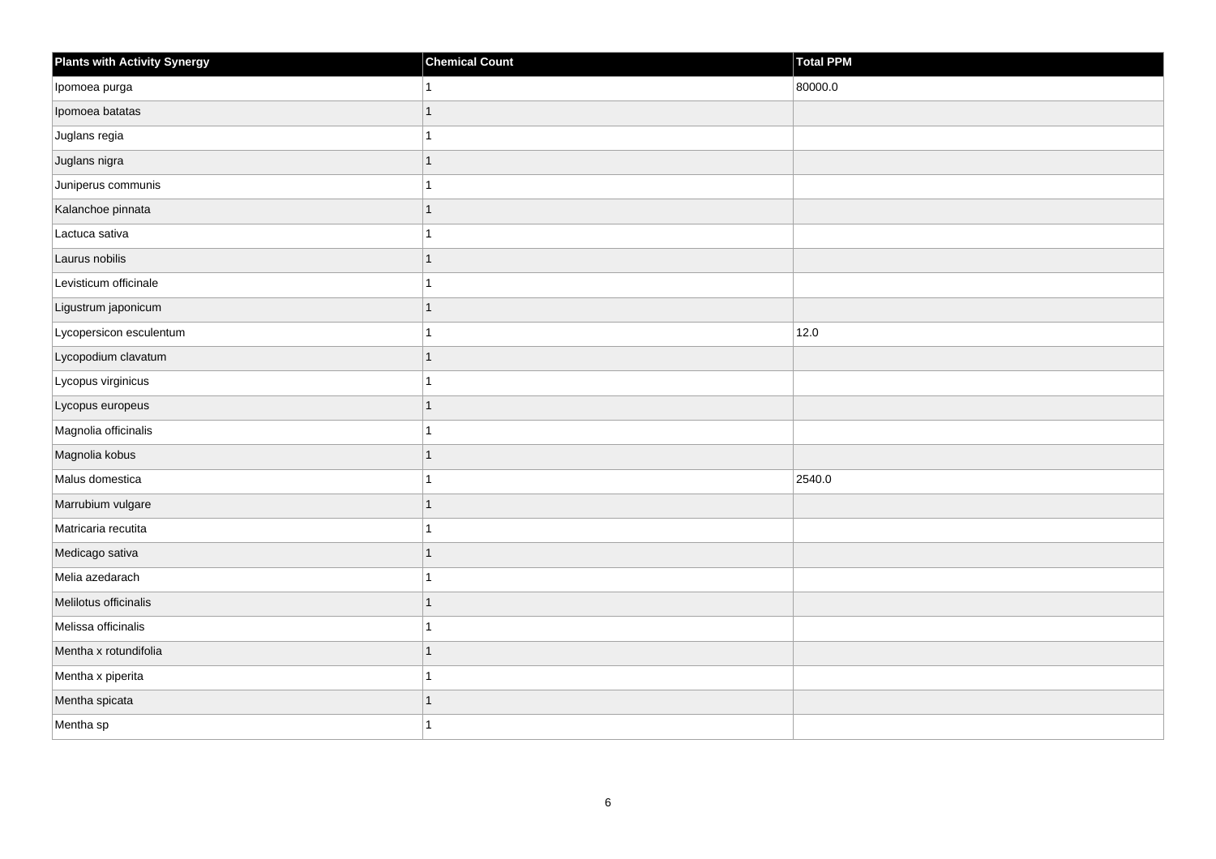| Plants with Activity Synergy | Chemical Count | Total PPM |
| --- | --- | --- |
| Ipomoea purga | 1 | 80000.0 |
| Ipomoea batatas | 1 | |
| Juglans regia | 1 | |
| Juglans nigra | 1 | |
| Juniperus communis | 1 | |
| Kalanchoe pinnata | 1 | |
| Lactuca sativa | 1 | |
| Laurus nobilis | 1 | |
| Levisticum officinale | 1 | |
| Ligustrum japonicum | 1 | |
| Lycopersicon esculentum | 1 | 12.0 |
| Lycopodium clavatum | 1 | |
| Lycopus virginicus | 1 | |
| Lycopus europeus | 1 | |
| Magnolia officinalis | 1 | |
| Magnolia kobus | 1 | |
| Malus domestica | 1 | 2540.0 |
| Marrubium vulgare | 1 | |
| Matricaria recutita | 1 | |
| Medicago sativa | 1 | |
| Melia azedarach | 1 | |
| Melilotus officinalis | 1 | |
| Melissa officinalis | 1 | |
| Mentha x rotundifolia | 1 | |
| Mentha x piperita | 1 | |
| Mentha spicata | 1 | |
| Mentha sp | 1 | |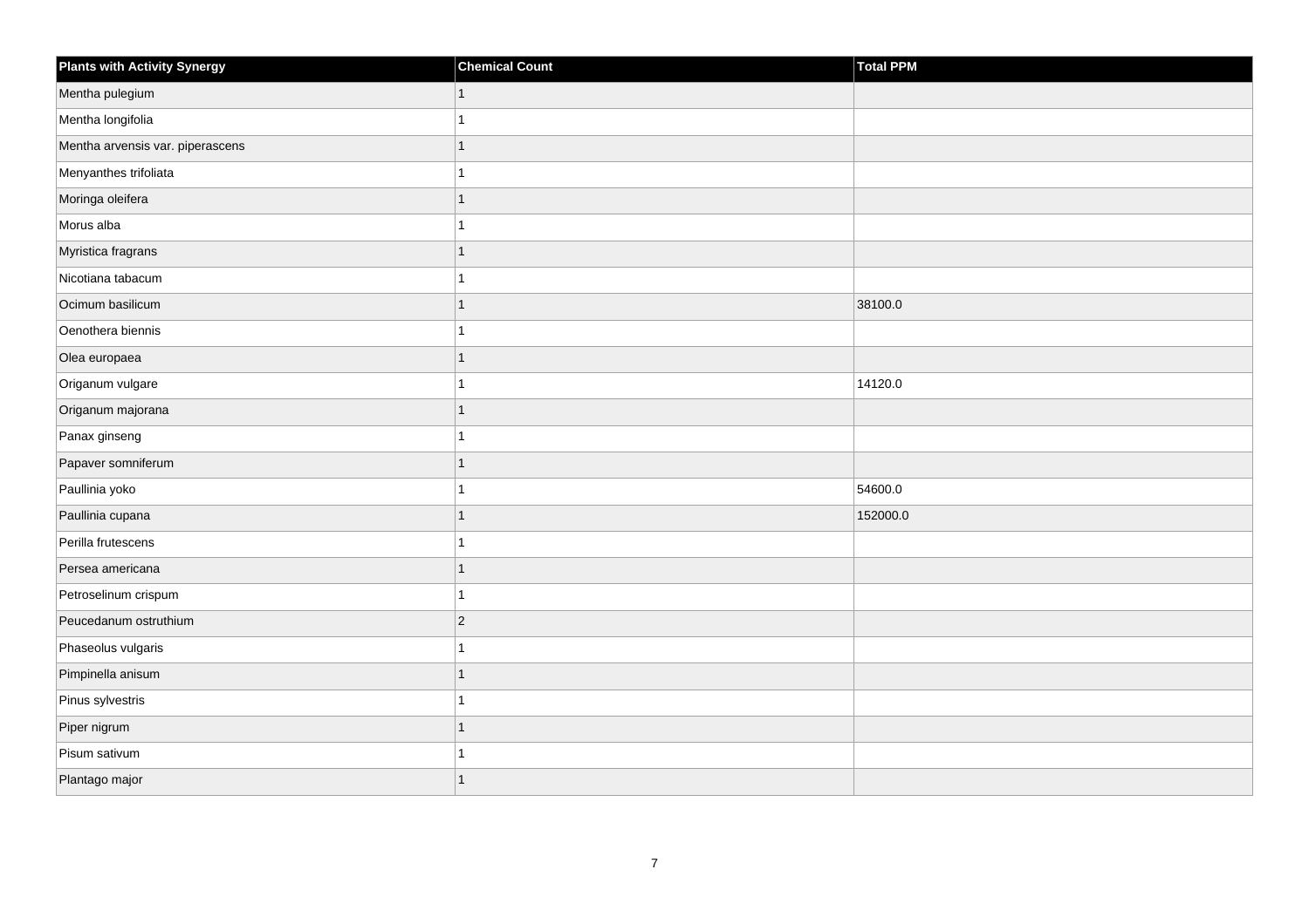| Plants with Activity Synergy | Chemical Count | Total PPM |
|---|---|---|
| Mentha pulegium | 1 | |
| Mentha longifolia | 1 | |
| Mentha arvensis var. piperascens | 1 | |
| Menyanthes trifoliata | 1 | |
| Moringa oleifera | 1 | |
| Morus alba | 1 | |
| Myristica fragrans | 1 | |
| Nicotiana tabacum | 1 | |
| Ocimum basilicum | 1 | 38100.0 |
| Oenothera biennis | 1 | |
| Olea europaea | 1 | |
| Origanum vulgare | 1 | 14120.0 |
| Origanum majorana | 1 | |
| Panax ginseng | 1 | |
| Papaver somniferum | 1 | |
| Paullinia yoko | 1 | 54600.0 |
| Paullinia cupana | 1 | 152000.0 |
| Perilla frutescens | 1 | |
| Persea americana | 1 | |
| Petroselinum crispum | 1 | |
| Peucedanum ostruthium | 2 | |
| Phaseolus vulgaris | 1 | |
| Pimpinella anisum | 1 | |
| Pinus sylvestris | 1 | |
| Piper nigrum | 1 | |
| Pisum sativum | 1 | |
| Plantago major | 1 | |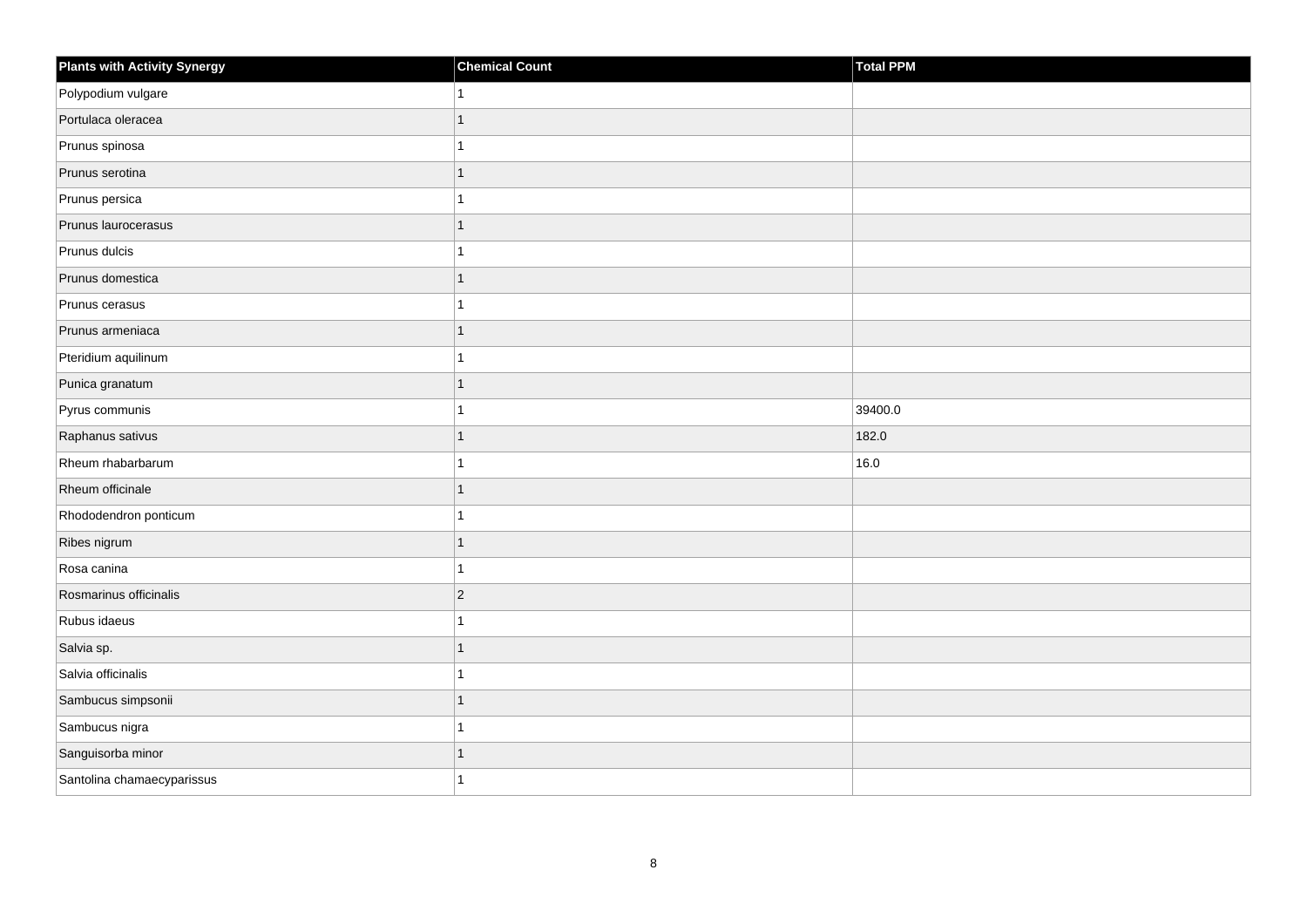| Plants with Activity Synergy | Chemical Count | Total PPM |
|---|---|---|
| Polypodium vulgare | 1 | |
| Portulaca oleracea | 1 | |
| Prunus spinosa | 1 | |
| Prunus serotina | 1 | |
| Prunus persica | 1 | |
| Prunus laurocerasus | 1 | |
| Prunus dulcis | 1 | |
| Prunus domestica | 1 | |
| Prunus cerasus | 1 | |
| Prunus armeniaca | 1 | |
| Pteridium aquilinum | 1 | |
| Punica granatum | 1 | |
| Pyrus communis | 1 | 39400.0 |
| Raphanus sativus | 1 | 182.0 |
| Rheum rhabarbarum | 1 | 16.0 |
| Rheum officinale | 1 | |
| Rhododendron ponticum | 1 | |
| Ribes nigrum | 1 | |
| Rosa canina | 1 | |
| Rosmarinus officinalis | 2 | |
| Rubus idaeus | 1 | |
| Salvia sp. | 1 | |
| Salvia officinalis | 1 | |
| Sambucus simpsonii | 1 | |
| Sambucus nigra | 1 | |
| Sanguisorba minor | 1 | |
| Santolina chamaecyparissus | 1 | |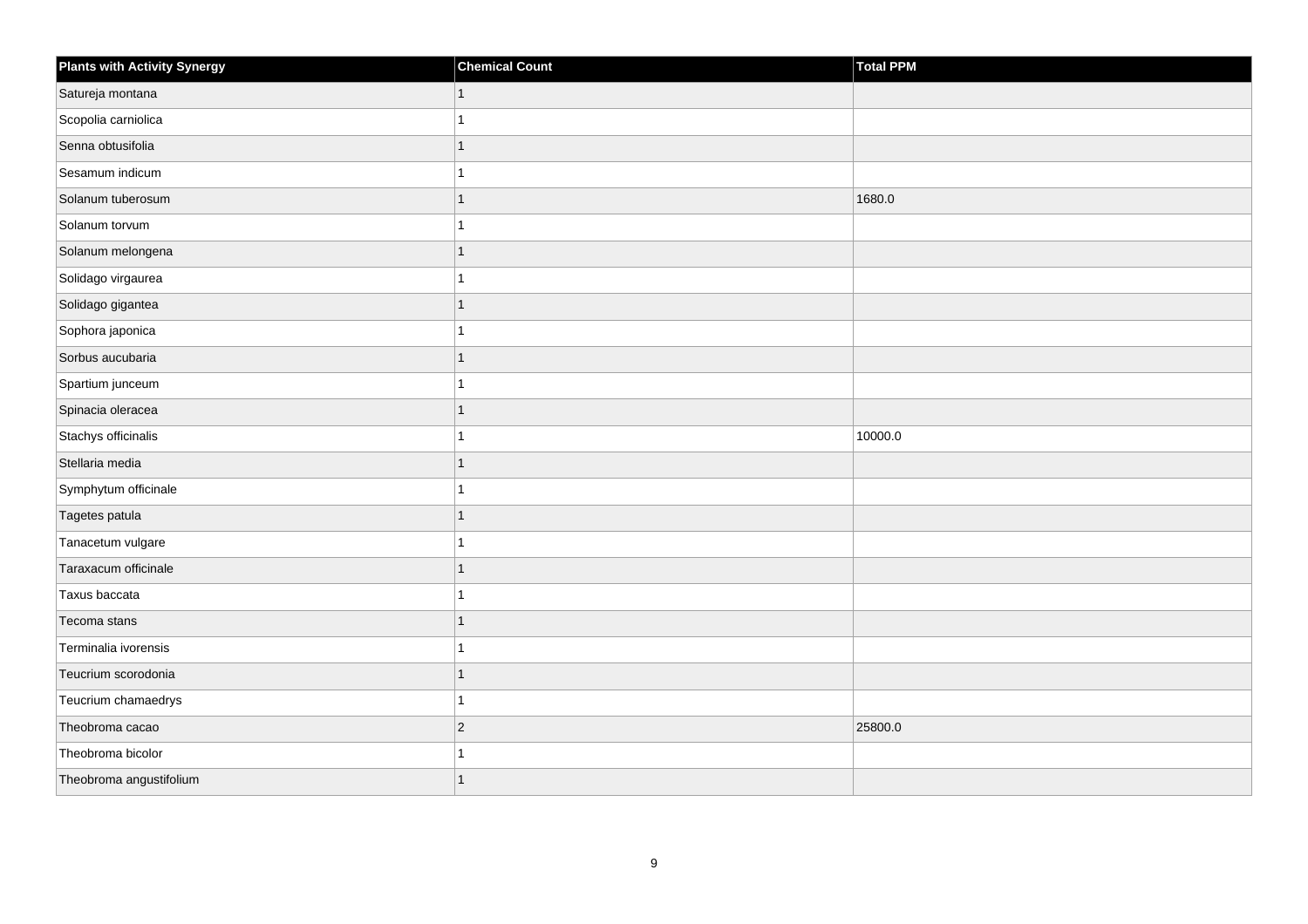| Plants with Activity Synergy | Chemical Count | Total PPM |
| --- | --- | --- |
| Satureja montana | 1 | |
| Scopolia carniolica | 1 | |
| Senna obtusifolia | 1 | |
| Sesamum indicum | 1 | |
| Solanum tuberosum | 1 | 1680.0 |
| Solanum torvum | 1 | |
| Solanum melongena | 1 | |
| Solidago virgaurea | 1 | |
| Solidago gigantea | 1 | |
| Sophora japonica | 1 | |
| Sorbus aucubaria | 1 | |
| Spartium junceum | 1 | |
| Spinacia oleracea | 1 | |
| Stachys officinalis | 1 | 10000.0 |
| Stellaria media | 1 | |
| Symphytum officinale | 1 | |
| Tagetes patula | 1 | |
| Tanacetum vulgare | 1 | |
| Taraxacum officinale | 1 | |
| Taxus baccata | 1 | |
| Tecoma stans | 1 | |
| Terminalia ivorensis | 1 | |
| Teucrium scorodonia | 1 | |
| Teucrium chamaedrys | 1 | |
| Theobroma cacao | 2 | 25800.0 |
| Theobroma bicolor | 1 | |
| Theobroma angustifolium | 1 | |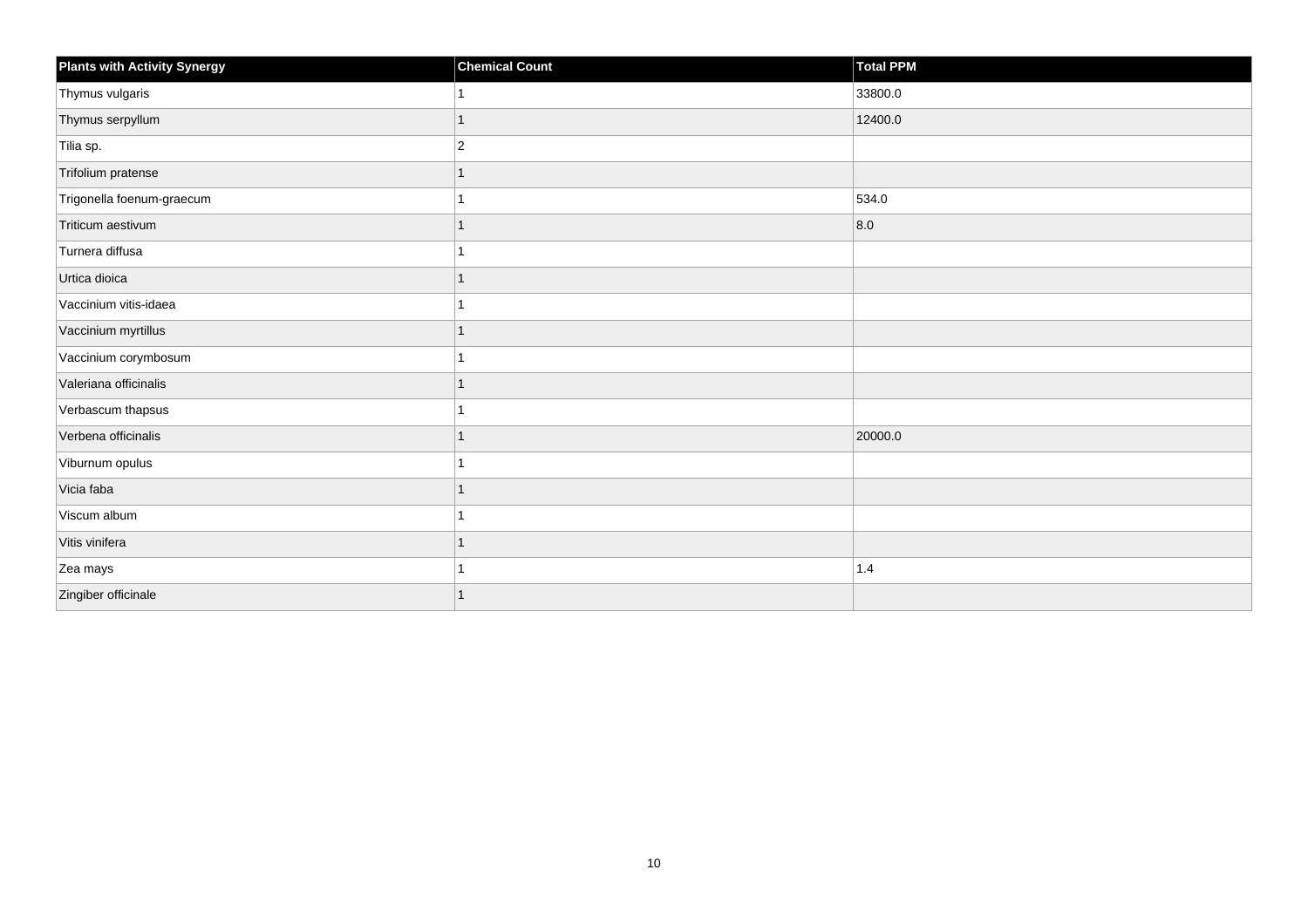| Plants with Activity Synergy | Chemical Count | Total PPM |
| --- | --- | --- |
| Thymus vulgaris | 1 | 33800.0 |
| Thymus serpyllum | 1 | 12400.0 |
| Tilia sp. | 2 | |
| Trifolium pratense | 1 | |
| Trigonella foenum-graecum | 1 | 534.0 |
| Triticum aestivum | 1 | 8.0 |
| Turnera diffusa | 1 | |
| Urtica dioica | 1 | |
| Vaccinium vitis-idaea | 1 | |
| Vaccinium myrtillus | 1 | |
| Vaccinium corymbosum | 1 | |
| Valeriana officinalis | 1 | |
| Verbascum thapsus | 1 | |
| Verbena officinalis | 1 | 20000.0 |
| Viburnum opulus | 1 | |
| Vicia faba | 1 | |
| Viscum album | 1 | |
| Vitis vinifera | 1 | |
| Zea mays | 1 | 1.4 |
| Zingiber officinale | 1 | |